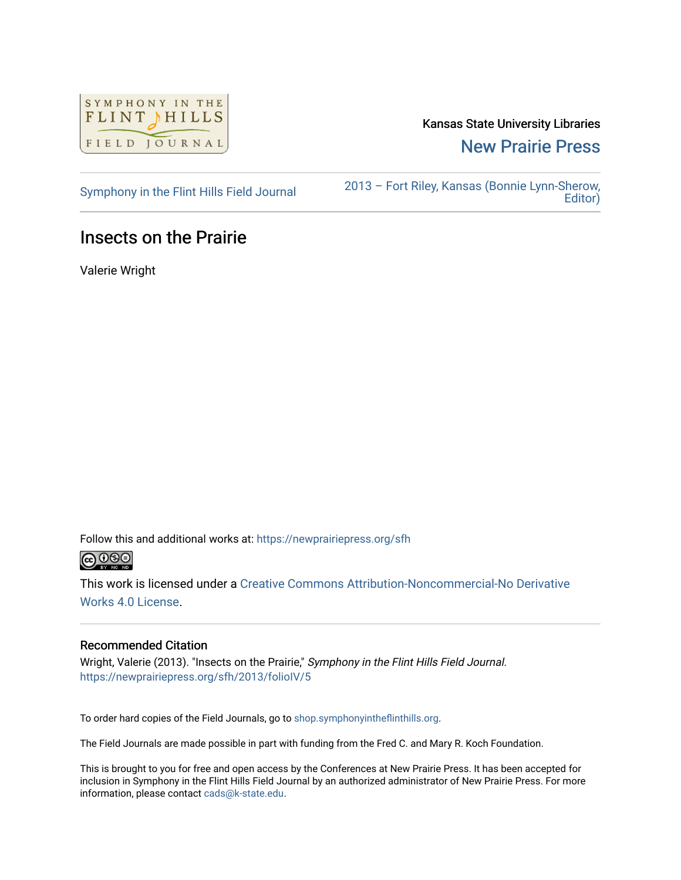Kansas State University Libraries

New Prairie Press

Symphony in the Flint Hills Field Journal

2013 – Fort Riley, Kansas (Bonnie Lynn-Sherow, Editor)

# Insects on the Prairie

Valerie Wright

Follow this and additional works at: https://newprairiepress.org/sfh

This work is licensed under a Creative Commons Attribution-Noncommercial-No Derivative Works 4.0 License.

## Recommended Citation

Wright, Valerie (2013). "Insects on the Prairie," *Symphony in the Flint Hills Field Journal*. https://newprairiepress.org/sfh/2013/folioIV/5

To order hard copies of the Field Journals, go to shop.symphonyintheflinthills.org.

The Field Journals are made possible in part with funding from the Fred C. and Mary R. Koch Foundation.

This is brought to you for free and open access by the Conferences at New Prairie Press. It has been accepted for inclusion in Symphony in the Flint Hills Field Journal by an authorized administrator of New Prairie Press. For more information, please contact cads@k-state.edu.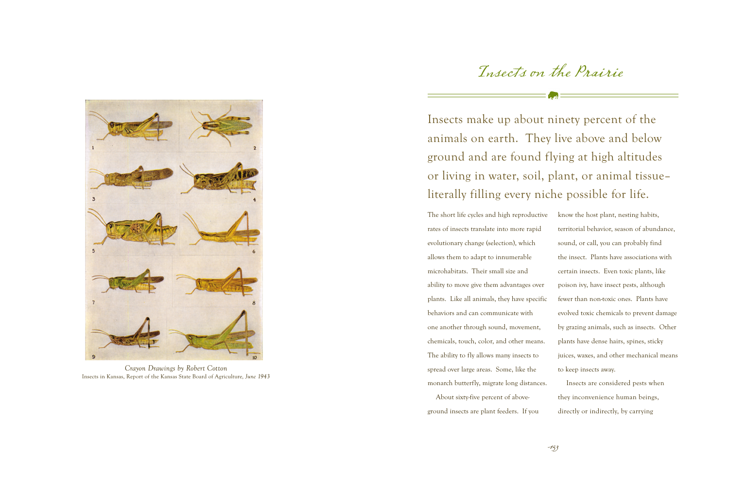*Crayon Drawings by Robert Cotton*
Insects in Kansas, Report of the Kansas State Board of Agriculture, *June 1943*

# Insects on the Prairie

Insects make up about ninety percent of the animals on earth. They live above and below ground and are found flying at high altitudes or living in water, soil, plant, or animal tissue–literally filling every niche possible for life.

The short life cycles and high reproductive rates of insects translate into more rapid evolutionary change (selection), which allows them to adapt to innumerable microhabitats. Their small size and ability to move give them advantages over plants. Like all animals, they have specific behaviors and can communicate with one another through sound, movement, chemicals, touch, color, and other means. The ability to fly allows many insects to spread over large areas. Some, like the monarch butterfly, migrate long distances.

About sixty-five percent of above-ground insects are plant feeders. If you know the host plant, nesting habits, territorial behavior, season of abundance, sound, or call, you can probably find the insect. Plants have associations with certain insects. Even toxic plants, like poison ivy, have insect pests, although fewer than non-toxic ones. Plants have evolved toxic chemicals to prevent damage by grazing animals, such as insects. Other plants have dense hairs, spines, sticky juices, waxes, and other mechanical means to keep insects away.

Insects are considered pests when they inconvenience human beings, directly or indirectly, by carrying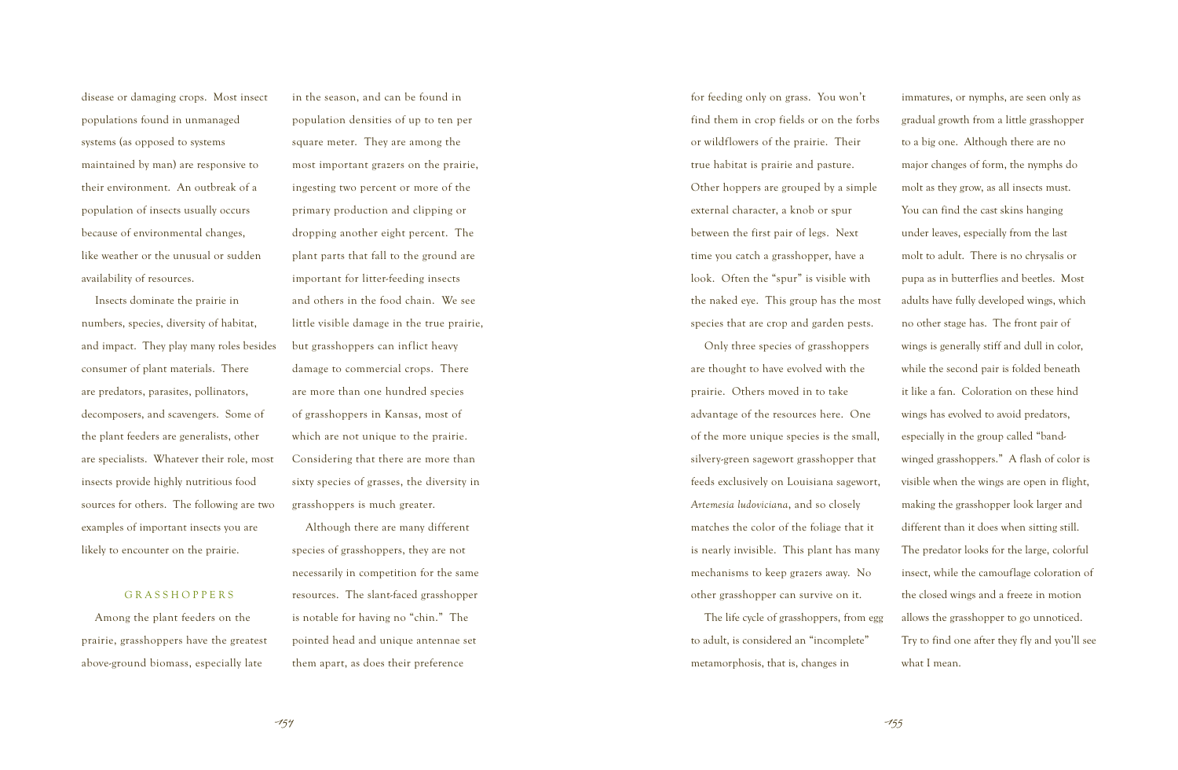disease or damaging crops. Most insect populations found in unmanaged systems (as opposed to systems maintained by man) are responsive to their environment. An outbreak of a population of insects usually occurs because of environmental changes, like weather or the unusual or sudden availability of resources.

Insects dominate the prairie in numbers, species, diversity of habitat, and impact. They play many roles besides consumer of plant materials. There are predators, parasites, pollinators, decomposers, and scavengers. Some of the plant feeders are generalists, other are specialists. Whatever their role, most insects provide highly nutritious food sources for others. The following are two examples of important insects you are likely to encounter on the prairie.

## GRASSHOPPERS

Among the plant feeders on the prairie, grasshoppers have the greatest above-ground biomass, especially late in the season, and can be found in population densities of up to ten per square meter. They are among the most important grazers on the prairie, ingesting two percent or more of the primary production and clipping or dropping another eight percent. The plant parts that fall to the ground are important for litter-feeding insects and others in the food chain. We see little visible damage in the true prairie, but grasshoppers can inflict heavy damage to commercial crops. There are more than one hundred species of grasshoppers in Kansas, most of which are not unique to the prairie. Considering that there are more than sixty species of grasses, the diversity in grasshoppers is much greater.

Although there are many different species of grasshoppers, they are not necessarily in competition for the same resources. The slant-faced grasshopper is notable for having no "chin." The pointed head and unique antennae set them apart, as does their preference for feeding only on grass. You won't find them in crop fields or on the forbs or wildflowers of the prairie. Their true habitat is prairie and pasture. Other hoppers are grouped by a simple external character, a knob or spur between the first pair of legs. Next time you catch a grasshopper, have a look. Often the "spur" is visible with the naked eye. This group has the most species that are crop and garden pests.

Only three species of grasshoppers are thought to have evolved with the prairie. Others moved in to take advantage of the resources here. One of the more unique species is the small, silvery-green sagewort grasshopper that feeds exclusively on Louisiana sagewort, *Artemesia ludoviciana*, and so closely matches the color of the foliage that it is nearly invisible. This plant has many mechanisms to keep grazers away. No other grasshopper can survive on it.

The life cycle of grasshoppers, from egg to adult, is considered an "incomplete" metamorphosis, that is, changes in immatures, or nymphs, are seen only as gradual growth from a little grasshopper to a big one. Although there are no major changes of form, the nymphs do molt as they grow, as all insects must. You can find the cast skins hanging under leaves, especially from the last molt to adult. There is no chrysalis or pupa as in butterflies and beetles. Most adults have fully developed wings, which no other stage has. The front pair of wings is generally stiff and dull in color, while the second pair is folded beneath it like a fan. Coloration on these hind wings has evolved to avoid predators, especially in the group called "band-winged grasshoppers." A flash of color is visible when the wings are open in flight, making the grasshopper look larger and different than it does when sitting still. The predator looks for the large, colorful insect, while the camouflage coloration of the closed wings and a freeze in motion allows the grasshopper to go unnoticed. Try to find one after they fly and you'll see what I mean.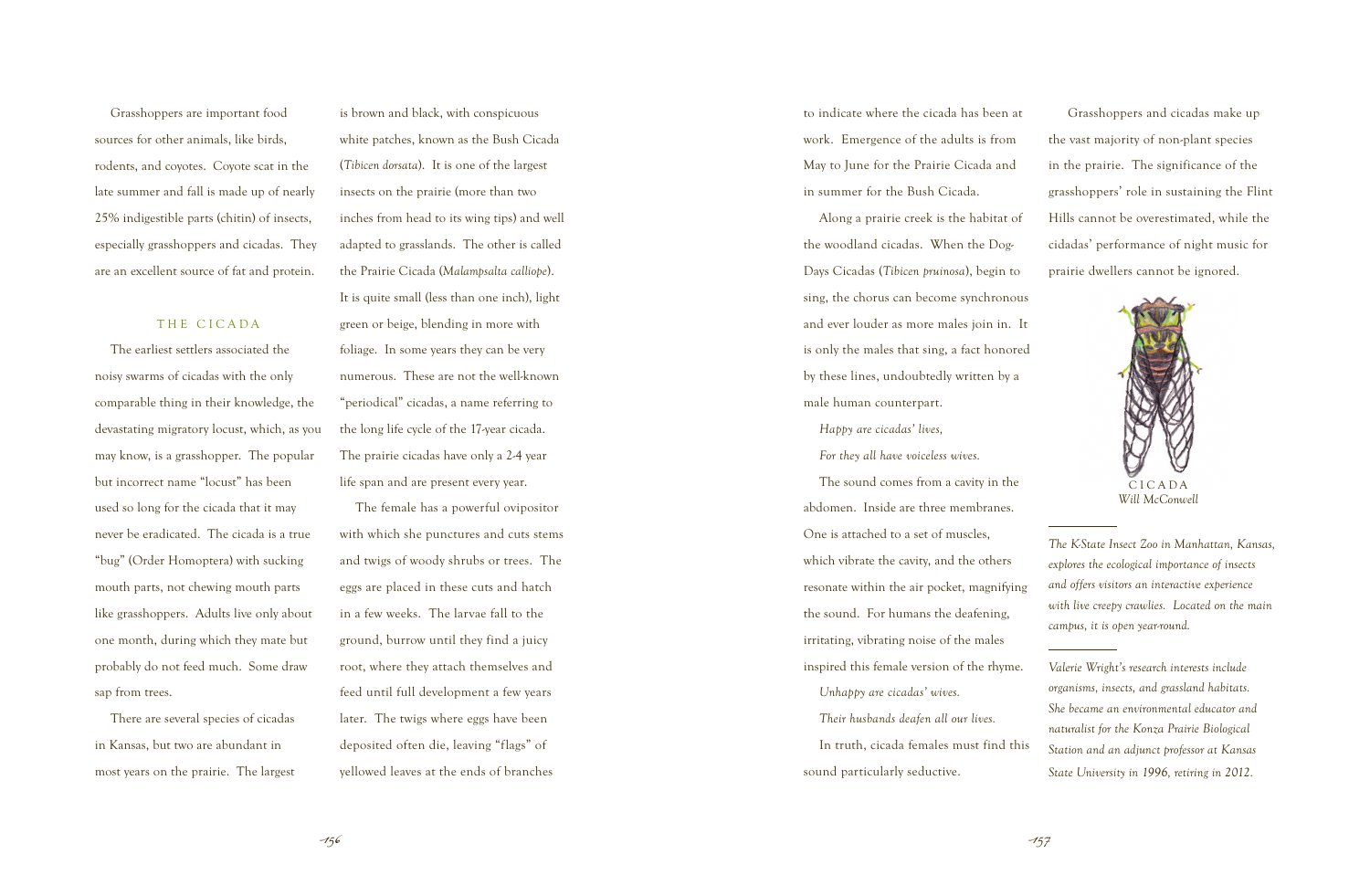Grasshoppers are important food sources for other animals, like birds, rodents, and coyotes. Coyote scat in the late summer and fall is made up of nearly 25% indigestible parts (chitin) of insects, especially grasshoppers and cicadas. They are an excellent source of fat and protein.

## THE CICADA

The earliest settlers associated the noisy swarms of cicadas with the only comparable thing in their knowledge, the devastating migratory locust, which, as you may know, is a grasshopper. The popular but incorrect name "locust" has been used so long for the cicada that it may never be eradicated. The cicada is a true "bug" (Order Homoptera) with sucking mouth parts, not chewing mouth parts like grasshoppers. Adults live only about one month, during which they mate but probably do not feed much. Some draw sap from trees.

There are several species of cicadas in Kansas, but two are abundant in most years on the prairie. The largest is brown and black, with conspicuous white patches, known as the Bush Cicada (*Tibicen dorsata*). It is one of the largest insects on the prairie (more than two inches from head to its wing tips) and well adapted to grasslands. The other is called the Prairie Cicada (*Malampsalta calliope*). It is quite small (less than one inch), light green or beige, blending in more with foliage. In some years they can be very numerous. These are not the well-known "periodical" cicadas, a name referring to the long life cycle of the 17-year cicada. The prairie cicadas have only a 2-4 year life span and are present every year.

The female has a powerful ovipositor with which she punctures and cuts stems and twigs of woody shrubs or trees. The eggs are placed in these cuts and hatch in a few weeks. The larvae fall to the ground, burrow until they find a juicy root, where they attach themselves and feed until full development a few years later. The twigs where eggs have been deposited often die, leaving "flags" of yellowed leaves at the ends of branches to indicate where the cicada has been at work. Emergence of the adults is from May to June for the Prairie Cicada and in summer for the Bush Cicada.

Along a prairie creek is the habitat of the woodland cicadas. When the Dog-Days Cicadas (*Tibicen pruinosa*), begin to sing, the chorus can become synchronous and ever louder as more males join in. It is only the males that sing, a fact honored by these lines, undoubtedly written by a male human counterpart.

*Happy are cicadas' lives,*

*For they all have voiceless wives.*

The sound comes from a cavity in the abdomen. Inside are three membranes. One is attached to a set of muscles, which vibrate the cavity, and the others resonate within the air pocket, magnifying the sound. For humans the deafening, irritating, vibrating noise of the males inspired this female version of the rhyme.

*Unhappy are cicadas' wives.*

*Their husbands deafen all our lives.*

In truth, cicada females must find this sound particularly seductive.

Grasshoppers and cicadas make up the vast majority of non-plant species in the prairie. The significance of the grasshoppers' role in sustaining the Flint Hills cannot be overestimated, while the cidadas' performance of night music for prairie dwellers cannot be ignored.

CICADA
*Will McConwell*

---

*The K-State Insect Zoo in Manhattan, Kansas, explores the ecological importance of insects and offers visitors an interactive experience with live creepy crawlies. Located on the main campus, it is open year-round.*

---

*Valerie Wright's research interests include organisms, insects, and grassland habitats. She became an environmental educator and naturalist for the Konza Prairie Biological Station and an adjunct professor at Kansas State University in 1996, retiring in 2012.*